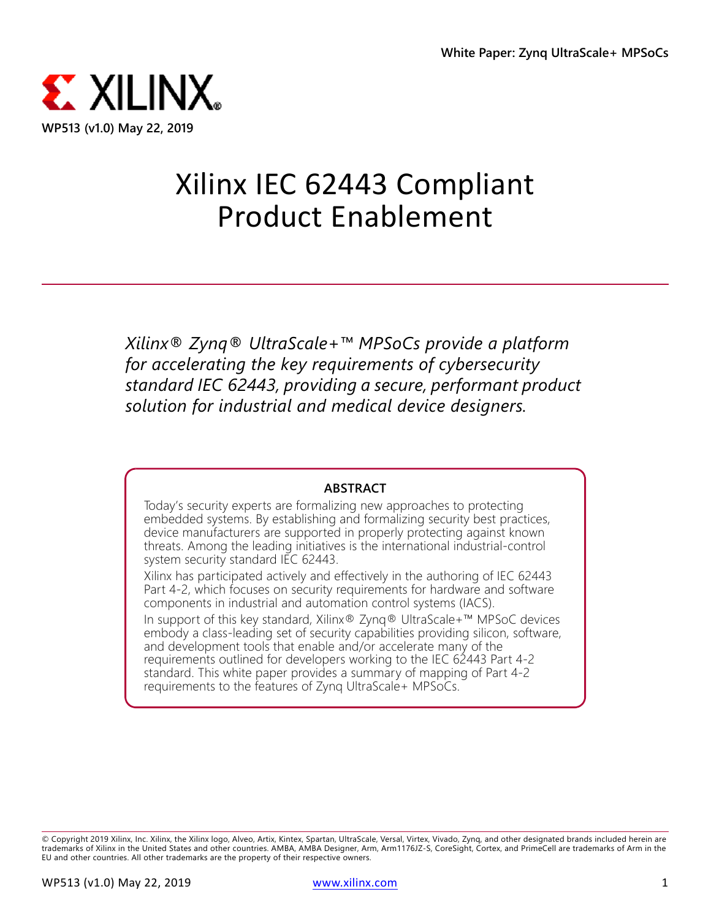**White Paper: Zynq UltraScale+ MPSoCs**

XILINX

WP513 (v1.0) May 22, 2019

# Xilinx IEC 62443 Compliant Product Enablement

*Xilinx® Zynq® UltraScale+™ MPSoCs provide a platform for accelerating the key requirements of cybersecurity standard IEC 62443, providing a secure, performant product solution for industrial and medical device designers.*

### ABSTRACT

Today's security experts are formalizing new approaches to protecting embedded systems. By establishing and formalizing security best practices, device manufacturers are supported in properly protecting against known threats. Among the leading initiatives is the international industrial-control system security standard IEC 62443.

Xilinx has participated actively and effectively in the authoring of IEC 62443 Part 4-2, which focuses on security requirements for hardware and software components in industrial and automation control systems (IACS).

In support of this key standard, Xilinx® Zynq® UltraScale+™ MPSoC devices embody a class-leading set of security capabilities providing silicon, software, and development tools that enable and/or accelerate many of the requirements outlined for developers working to the IEC 62443 Part 4-2 standard. This white paper provides a summary of mapping of Part 4-2 requirements to the features of Zynq UltraScale+ MPSoCs.

© Copyright 2019 Xilinx, Inc. Xilinx, the Xilinx logo, Alveo, Artix, Kintex, Spartan, UltraScale, Versal, Virtex, Vivado, Zynq, and other designated brands included herein are trademarks of Xilinx in the United States and other countries. AMBA, AMBA Designer, Arm, Arm1176JZ-S, CoreSight, Cortex, and PrimeCell are trademarks of Arm in the EU and other countries. All other trademarks are the property of their respective owners.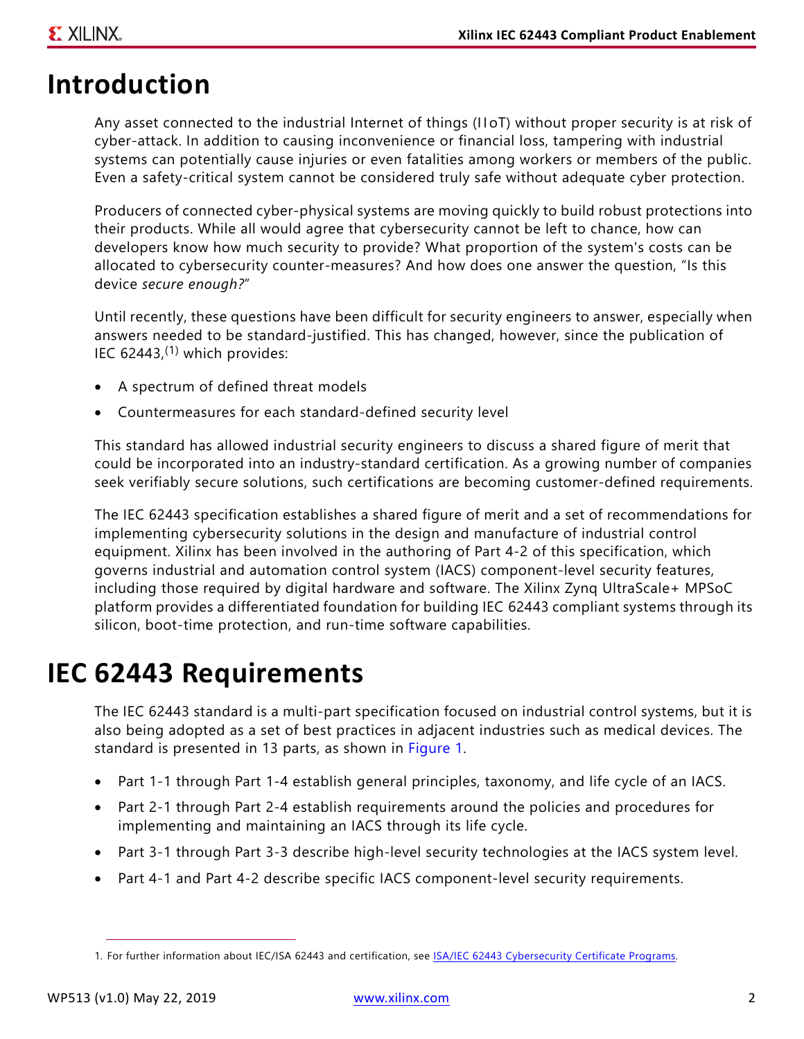# Introduction

Any asset connected to the industrial Internet of things (IIoT) without proper security is at risk of cyber-attack. In addition to causing inconvenience or financial loss, tampering with industrial systems can potentially cause injuries or even fatalities among workers or members of the public. Even a safety-critical system cannot be considered truly safe without adequate cyber protection.

Producers of connected cyber-physical systems are moving quickly to build robust protections into their products. While all would agree that cybersecurity cannot be left to chance, how can developers know how much security to provide? What proportion of the system's costs can be allocated to cybersecurity counter-measures? And how does one answer the question, "Is this device *secure enough?*"

Until recently, these questions have been difficult for security engineers to answer, especially when answers needed to be standard-justified. This has changed, however, since the publication of IEC 62443,[1] which provides:

- A spectrum of defined threat models
- Countermeasures for each standard-defined security level

This standard has allowed industrial security engineers to discuss a shared figure of merit that could be incorporated into an industry-standard certification. As a growing number of companies seek verifiably secure solutions, such certifications are becoming customer-defined requirements.

The IEC 62443 specification establishes a shared figure of merit and a set of recommendations for implementing cybersecurity solutions in the design and manufacture of industrial control equipment. Xilinx has been involved in the authoring of Part 4-2 of this specification, which governs industrial and automation control system (IACS) component-level security features, including those required by digital hardware and software. The Xilinx Zynq UltraScale+ MPSoC platform provides a differentiated foundation for building IEC 62443 compliant systems through its silicon, boot-time protection, and run-time software capabilities.

# IEC 62443 Requirements

The IEC 62443 standard is a multi-part specification focused on industrial control systems, but it is also being adopted as a set of best practices in adjacent industries such as medical devices. The standard is presented in 13 parts, as shown in Figure 1.

- Part 1-1 through Part 1-4 establish general principles, taxonomy, and life cycle of an IACS.
- Part 2-1 through Part 2-4 establish requirements around the policies and procedures for implementing and maintaining an IACS through its life cycle.
- Part 3-1 through Part 3-3 describe high-level security technologies at the IACS system level.
- Part 4-1 and Part 4-2 describe specific IACS component-level security requirements.

1. For further information about IEC/ISA 62443 and certification, see ISA/IEC 62443 Cybersecurity Certificate Programs.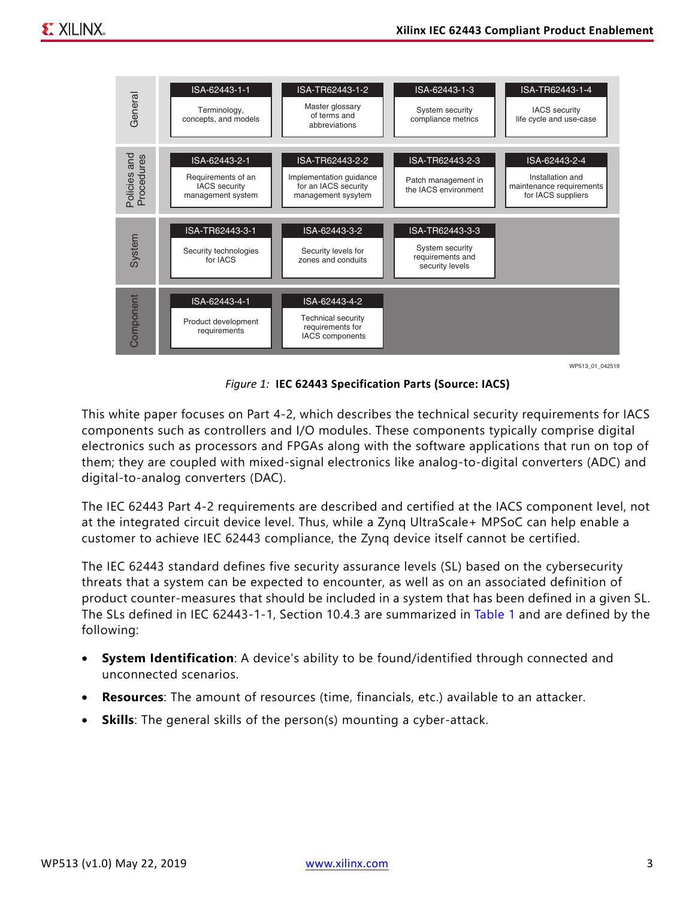| General | ISA-62443-1-1 Terminology, concepts, and models | ISA-TR62443-1-2 Master glossary of terms and abbreviations | ISA-62443-1-3 System security compliance metrics | ISA-TR62443-1-4 IACS security life cycle and use-case |
|---|---|---|---|---|
| Policies and Procedures | ISA-62443-2-1 Requirements of an IACS security management system | ISA-TR62443-2-2 Implementation guidance for an IACS security management sysytem | ISA-TR62443-2-3 Patch management in the IACS environment | ISA-62443-2-4 Installation and maintenance requirements for IACS suppliers |
| System | ISA-TR62443-3-1 Security technologies for IACS | ISA-62443-3-2 Security levels for zones and conduits | ISA-TR62443-3-3 System security requirements and security levels | |
| Component | ISA-62443-4-1 Product development requirements | ISA-62443-4-2 Technical security requirements for IACS components | | |

WP513_01_042519

*Figure 1:* **IEC 62443 Specification Parts (Source: IACS)**

This white paper focuses on Part 4-2, which describes the technical security requirements for IACS components such as controllers and I/O modules. These components typically comprise digital electronics such as processors and FPGAs along with the software applications that run on top of them; they are coupled with mixed-signal electronics like analog-to-digital converters (ADC) and digital-to-analog converters (DAC).

The IEC 62443 Part 4-2 requirements are described and certified at the IACS component level, not at the integrated circuit device level. Thus, while a Zynq UltraScale+ MPSoC can help enable a customer to achieve IEC 62443 compliance, the Zynq device itself cannot be certified.

The IEC 62443 standard defines five security assurance levels (SL) based on the cybersecurity threats that a system can be expected to encounter, as well as on an associated definition of product counter-measures that should be included in a system that has been defined in a given SL. The SLs defined in IEC 62443-1-1, Section 10.4.3 are summarized in Table 1 and are defined by the following:

- **System Identification**: A device's ability to be found/identified through connected and unconnected scenarios.
- **Resources**: The amount of resources (time, financials, etc.) available to an attacker.
- **Skills**: The general skills of the person(s) mounting a cyber-attack.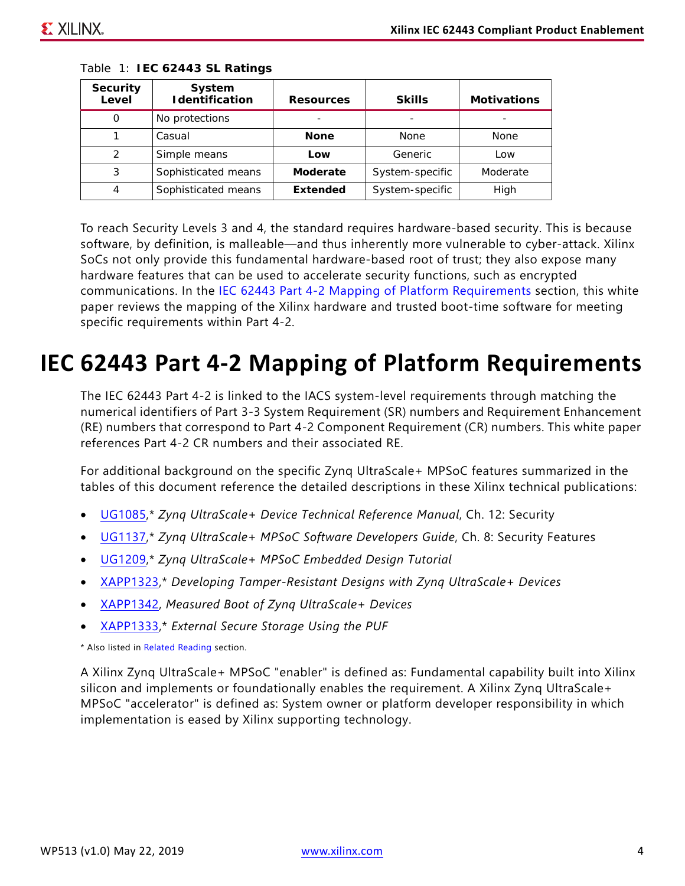Table 1: **IEC 62443 SL Ratings**

| Security Level | System Identification | Resources | Skills | Motivations |
|---|---|---|---|---|
| 0 | No protections | - | - | - |
| 1 | Casual | **None** | None | None |
| 2 | Simple means | **Low** | Generic | Low |
| 3 | Sophisticated means | **Moderate** | System-specific | Moderate |
| 4 | Sophisticated means | **Extended** | System-specific | High |

To reach Security Levels 3 and 4, the standard requires hardware-based security. This is because software, by definition, is malleable—and thus inherently more vulnerable to cyber-attack. Xilinx SoCs not only provide this fundamental hardware-based root of trust; they also expose many hardware features that can be used to accelerate security functions, such as encrypted communications. In the IEC 62443 Part 4-2 Mapping of Platform Requirements section, this white paper reviews the mapping of the Xilinx hardware and trusted boot-time software for meeting specific requirements within Part 4-2.

# IEC 62443 Part 4-2 Mapping of Platform Requirements

The IEC 62443 Part 4-2 is linked to the IACS system-level requirements through matching the numerical identifiers of Part 3-3 System Requirement (SR) numbers and Requirement Enhancement (RE) numbers that correspond to Part 4-2 Component Requirement (CR) numbers. This white paper references Part 4-2 CR numbers and their associated RE.

For additional background on the specific Zynq UltraScale+ MPSoC features summarized in the tables of this document reference the detailed descriptions in these Xilinx technical publications:

- UG1085,* *Zynq UltraScale+ Device Technical Reference Manual*, Ch. 12: Security
- UG1137,* *Zynq UltraScale+ MPSoC Software Developers Guide*, Ch. 8: Security Features
- UG1209,* *Zynq UltraScale+ MPSoC Embedded Design Tutorial*
- XAPP1323,* *Developing Tamper-Resistant Designs with Zynq UltraScale+ Devices*
- XAPP1342, *Measured Boot of Zynq UltraScale+ Devices*
- XAPP1333,* *External Secure Storage Using the PUF*

\* Also listed in Related Reading section.

A Xilinx Zynq UltraScale+ MPSoC "enabler" is defined as: Fundamental capability built into Xilinx silicon and implements or foundationally enables the requirement. A Xilinx Zynq UltraScale+ MPSoC "accelerator" is defined as: System owner or platform developer responsibility in which implementation is eased by Xilinx supporting technology.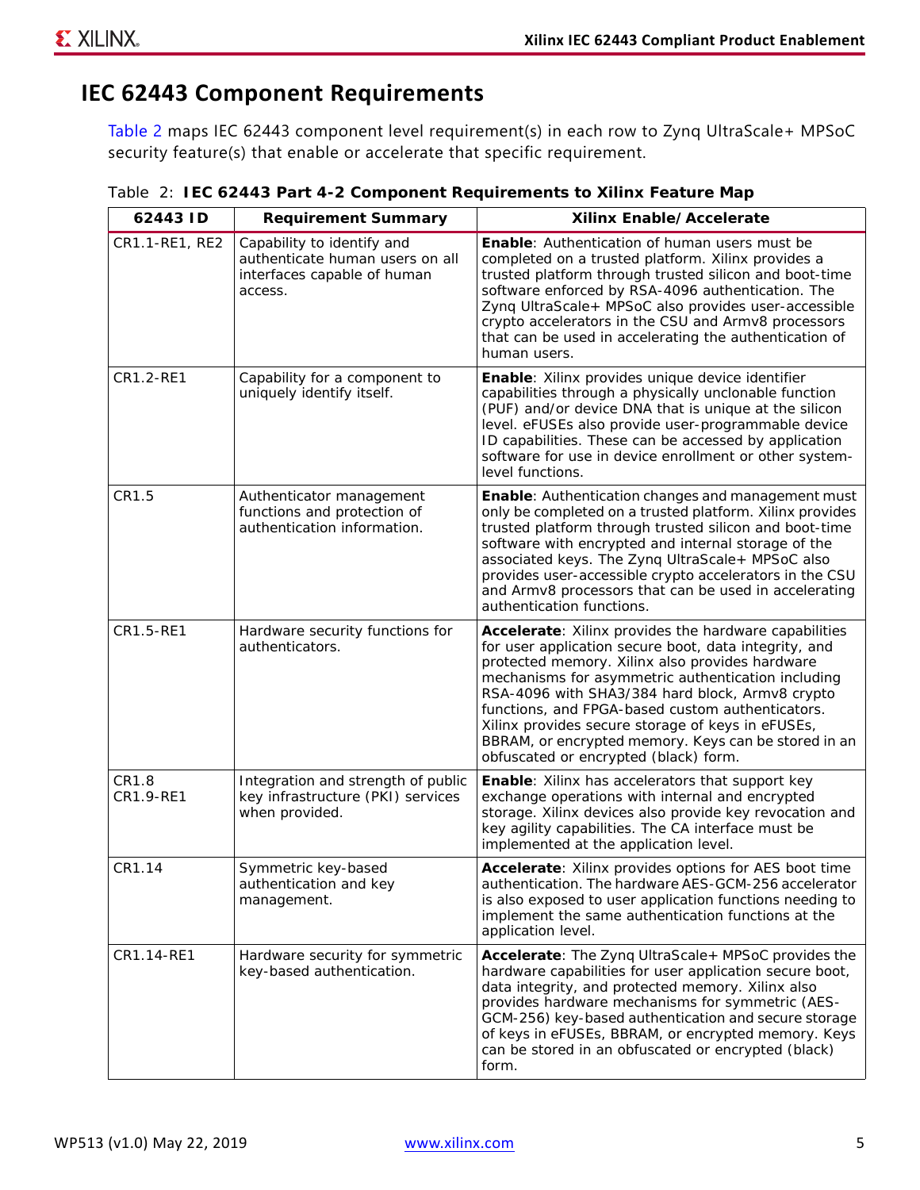## IEC 62443 Component Requirements

Table 2 maps IEC 62443 component level requirement(s) in each row to Zynq UltraScale+ MPSoC security feature(s) that enable or accelerate that specific requirement.

Table 2: **IEC 62443 Part 4-2 Component Requirements to Xilinx Feature Map**

| 62443 ID | Requirement Summary | Xilinx Enable/Accelerate |
|---|---|---|
| CR1.1-RE1, RE2 | Capability to identify and authenticate human users on all interfaces capable of human access. | **Enable**: Authentication of human users must be completed on a trusted platform. Xilinx provides a trusted platform through trusted silicon and boot-time software enforced by RSA-4096 authentication. The Zynq UltraScale+ MPSoC also provides user-accessible crypto accelerators in the CSU and Armv8 processors that can be used in accelerating the authentication of human users. |
| CR1.2-RE1 | Capability for a component to uniquely identify itself. | **Enable**: Xilinx provides unique device identifier capabilities through a physically unclonable function (PUF) and/or device DNA that is unique at the silicon level. eFUSEs also provide user-programmable device ID capabilities. These can be accessed by application software for use in device enrollment or other system-level functions. |
| CR1.5 | Authenticator management functions and protection of authentication information. | **Enable**: Authentication changes and management must only be completed on a trusted platform. Xilinx provides trusted platform through trusted silicon and boot-time software with encrypted and internal storage of the associated keys. The Zynq UltraScale+ MPSoC also provides user-accessible crypto accelerators in the CSU and Armv8 processors that can be used in accelerating authentication functions. |
| CR1.5-RE1 | Hardware security functions for authenticators. | **Accelerate**: Xilinx provides the hardware capabilities for user application secure boot, data integrity, and protected memory. Xilinx also provides hardware mechanisms for asymmetric authentication including RSA-4096 with SHA3/384 hard block, Armv8 crypto functions, and FPGA-based custom authenticators. Xilinx provides secure storage of keys in eFUSEs, BBRAM, or encrypted memory. Keys can be stored in an obfuscated or encrypted (black) form. |
| CR1.8<br>CR1.9-RE1 | Integration and strength of public key infrastructure (PKI) services when provided. | **Enable**: Xilinx has accelerators that support key exchange operations with internal and encrypted storage. Xilinx devices also provide key revocation and key agility capabilities. The CA interface must be implemented at the application level. |
| CR1.14 | Symmetric key-based authentication and key management. | **Accelerate**: Xilinx provides options for AES boot time authentication. The hardware AES-GCM-256 accelerator is also exposed to user application functions needing to implement the same authentication functions at the application level. |
| CR1.14-RE1 | Hardware security for symmetric key-based authentication. | **Accelerate**: The Zynq UltraScale+ MPSoC provides the hardware capabilities for user application secure boot, data integrity, and protected memory. Xilinx also provides hardware mechanisms for symmetric (AES-GCM-256) key-based authentication and secure storage of keys in eFUSEs, BBRAM, or encrypted memory. Keys can be stored in an obfuscated or encrypted (black) form. |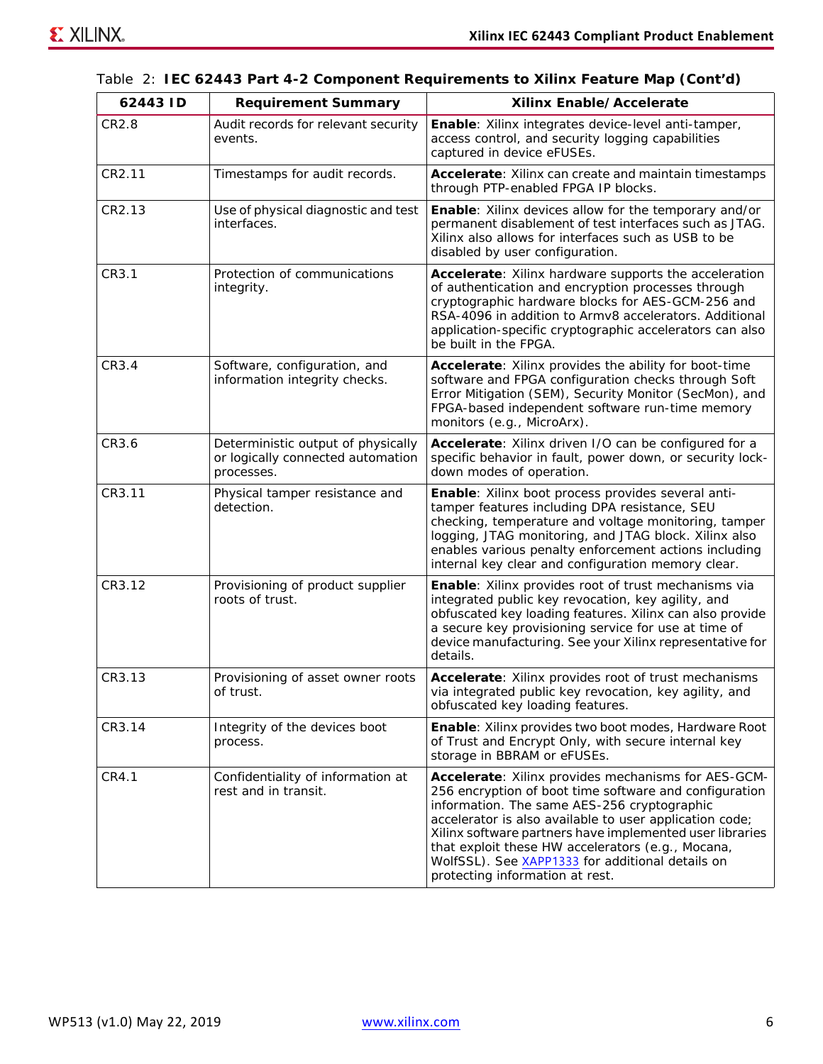Table 2: **IEC 62443 Part 4-2 Component Requirements to Xilinx Feature Map (Cont'd)**

| 62443 ID | Requirement Summary | Xilinx Enable/Accelerate |
|---|---|---|
| CR2.8 | Audit records for relevant security events. | **Enable**: Xilinx integrates device-level anti-tamper, access control, and security logging capabilities captured in device eFUSEs. |
| CR2.11 | Timestamps for audit records. | **Accelerate**: Xilinx can create and maintain timestamps through PTP-enabled FPGA IP blocks. |
| CR2.13 | Use of physical diagnostic and test interfaces. | **Enable**: Xilinx devices allow for the temporary and/or permanent disablement of test interfaces such as JTAG. Xilinx also allows for interfaces such as USB to be disabled by user configuration. |
| CR3.1 | Protection of communications integrity. | **Accelerate**: Xilinx hardware supports the acceleration of authentication and encryption processes through cryptographic hardware blocks for AES-GCM-256 and RSA-4096 in addition to Armv8 accelerators. Additional application-specific cryptographic accelerators can also be built in the FPGA. |
| CR3.4 | Software, configuration, and information integrity checks. | **Accelerate**: Xilinx provides the ability for boot-time software and FPGA configuration checks through Soft Error Mitigation (SEM), Security Monitor (SecMon), and FPGA-based independent software run-time memory monitors (e.g., MicroArx). |
| CR3.6 | Deterministic output of physically or logically connected automation processes. | **Accelerate**: Xilinx driven I/O can be configured for a specific behavior in fault, power down, or security lock-down modes of operation. |
| CR3.11 | Physical tamper resistance and detection. | **Enable**: Xilinx boot process provides several anti-tamper features including DPA resistance, SEU checking, temperature and voltage monitoring, tamper logging, JTAG monitoring, and JTAG block. Xilinx also enables various penalty enforcement actions including internal key clear and configuration memory clear. |
| CR3.12 | Provisioning of product supplier roots of trust. | **Enable**: Xilinx provides root of trust mechanisms via integrated public key revocation, key agility, and obfuscated key loading features. Xilinx can also provide a secure key provisioning service for use at time of device manufacturing. See your Xilinx representative for details. |
| CR3.13 | Provisioning of asset owner roots of trust. | **Accelerate**: Xilinx provides root of trust mechanisms via integrated public key revocation, key agility, and obfuscated key loading features. |
| CR3.14 | Integrity of the devices boot process. | **Enable**: Xilinx provides two boot modes, Hardware Root of Trust and Encrypt Only, with secure internal key storage in BBRAM or eFUSEs. |
| CR4.1 | Confidentiality of information at rest and in transit. | **Accelerate**: Xilinx provides mechanisms for AES-GCM-256 encryption of boot time software and configuration information. The same AES-256 cryptographic accelerator is also available to user application code; Xilinx software partners have implemented user libraries that exploit these HW accelerators (e.g., Mocana, WolfSSL). See XAPP1333 for additional details on protecting information at rest. |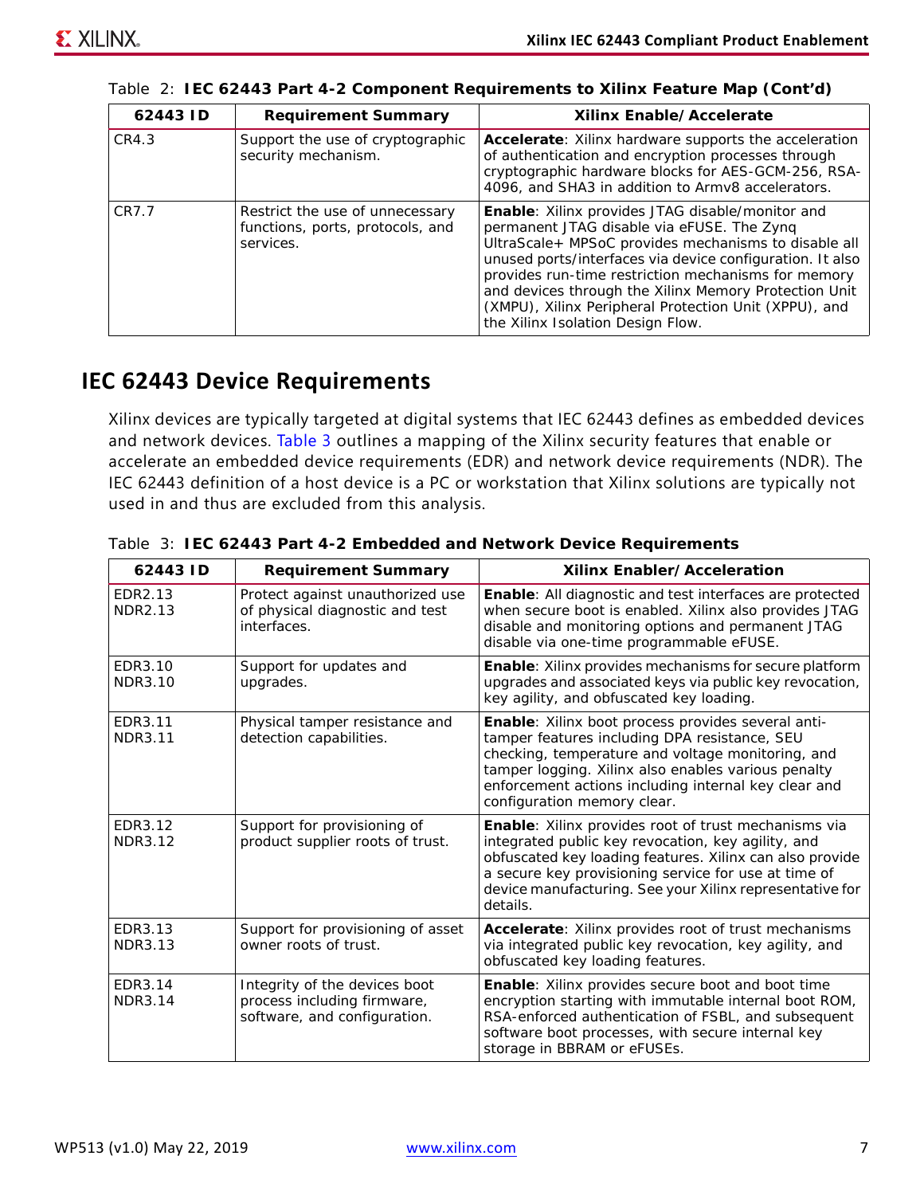Table 2: **IEC 62443 Part 4-2 Component Requirements to Xilinx Feature Map (Cont'd)**

| 62443 ID | Requirement Summary | Xilinx Enable/Accelerate |
|---|---|---|
| CR4.3 | Support the use of cryptographic security mechanism. | **Accelerate**: Xilinx hardware supports the acceleration of authentication and encryption processes through cryptographic hardware blocks for AES-GCM-256, RSA-4096, and SHA3 in addition to Armv8 accelerators. |
| CR7.7 | Restrict the use of unnecessary functions, ports, protocols, and services. | **Enable**: Xilinx provides JTAG disable/monitor and permanent JTAG disable via eFUSE. The Zynq UltraScale+ MPSoC provides mechanisms to disable all unused ports/interfaces via device configuration. It also provides run-time restriction mechanisms for memory and devices through the Xilinx Memory Protection Unit (XMPU), Xilinx Peripheral Protection Unit (XPPU), and the Xilinx Isolation Design Flow. |

## IEC 62443 Device Requirements

Xilinx devices are typically targeted at digital systems that IEC 62443 defines as embedded devices and network devices. Table 3 outlines a mapping of the Xilinx security features that enable or accelerate an embedded device requirements (EDR) and network device requirements (NDR). The IEC 62443 definition of a host device is a PC or workstation that Xilinx solutions are typically not used in and thus are excluded from this analysis.

Table 3: **IEC 62443 Part 4-2 Embedded and Network Device Requirements**

| 62443 ID | Requirement Summary | Xilinx Enabler/Acceleration |
|---|---|---|
| EDR2.13<br>NDR2.13 | Protect against unauthorized use of physical diagnostic and test interfaces. | **Enable**: All diagnostic and test interfaces are protected when secure boot is enabled. Xilinx also provides JTAG disable and monitoring options and permanent JTAG disable via one-time programmable eFUSE. |
| EDR3.10<br>NDR3.10 | Support for updates and upgrades. | **Enable**: Xilinx provides mechanisms for secure platform upgrades and associated keys via public key revocation, key agility, and obfuscated key loading. |
| EDR3.11<br>NDR3.11 | Physical tamper resistance and detection capabilities. | **Enable**: Xilinx boot process provides several anti-tamper features including DPA resistance, SEU checking, temperature and voltage monitoring, and tamper logging. Xilinx also enables various penalty enforcement actions including internal key clear and configuration memory clear. |
| EDR3.12<br>NDR3.12 | Support for provisioning of product supplier roots of trust. | **Enable**: Xilinx provides root of trust mechanisms via integrated public key revocation, key agility, and obfuscated key loading features. Xilinx can also provide a secure key provisioning service for use at time of device manufacturing. See your Xilinx representative for details. |
| EDR3.13<br>NDR3.13 | Support for provisioning of asset owner roots of trust. | **Accelerate**: Xilinx provides root of trust mechanisms via integrated public key revocation, key agility, and obfuscated key loading features. |
| EDR3.14<br>NDR3.14 | Integrity of the devices boot process including firmware, software, and configuration. | **Enable**: Xilinx provides secure boot and boot time encryption starting with immutable internal boot ROM, RSA-enforced authentication of FSBL, and subsequent software boot processes, with secure internal key storage in BBRAM or eFUSEs. |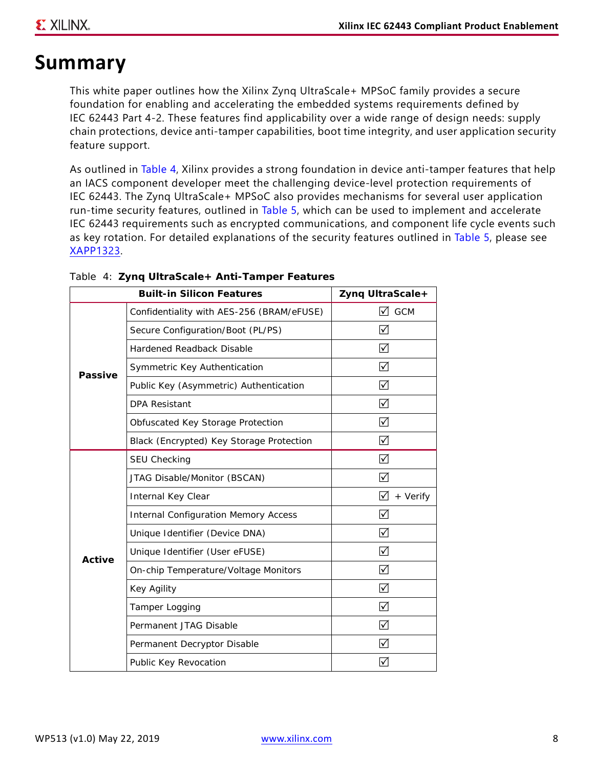# Summary

This white paper outlines how the Xilinx Zynq UltraScale+ MPSoC family provides a secure foundation for enabling and accelerating the embedded systems requirements defined by IEC 62443 Part 4-2. These features find applicability over a wide range of design needs: supply chain protections, device anti-tamper capabilities, boot time integrity, and user application security feature support.

As outlined in Table 4, Xilinx provides a strong foundation in device anti-tamper features that help an IACS component developer meet the challenging device-level protection requirements of IEC 62443. The Zynq UltraScale+ MPSoC also provides mechanisms for several user application run-time security features, outlined in Table 5, which can be used to implement and accelerate IEC 62443 requirements such as encrypted communications, and component life cycle events such as key rotation. For detailed explanations of the security features outlined in Table 5, please see XAPP1323.

Table 4: **Zynq UltraScale+ Anti-Tamper Features**

| Built-in Silicon Features | | Zynq UltraScale+ |
|---|---|---|
| **Passive** | Confidentiality with AES-256 (BRAM/eFUSE) | ☑ GCM |
| | Secure Configuration/Boot (PL/PS) | ☑ |
| | Hardened Readback Disable | ☑ |
| | Symmetric Key Authentication | ☑ |
| | Public Key (Asymmetric) Authentication | ☑ |
| | DPA Resistant | ☑ |
| | Obfuscated Key Storage Protection | ☑ |
| | Black (Encrypted) Key Storage Protection | ☑ |
| **Active** | SEU Checking | ☑ |
| | JTAG Disable/Monitor (BSCAN) | ☑ |
| | Internal Key Clear | ☑ + Verify |
| | Internal Configuration Memory Access | ☑ |
| | Unique Identifier (Device DNA) | ☑ |
| | Unique Identifier (User eFUSE) | ☑ |
| | On-chip Temperature/Voltage Monitors | ☑ |
| | Key Agility | ☑ |
| | Tamper Logging | ☑ |
| | Permanent JTAG Disable | ☑ |
| | Permanent Decryptor Disable | ☑ |
| | Public Key Revocation | ☑ |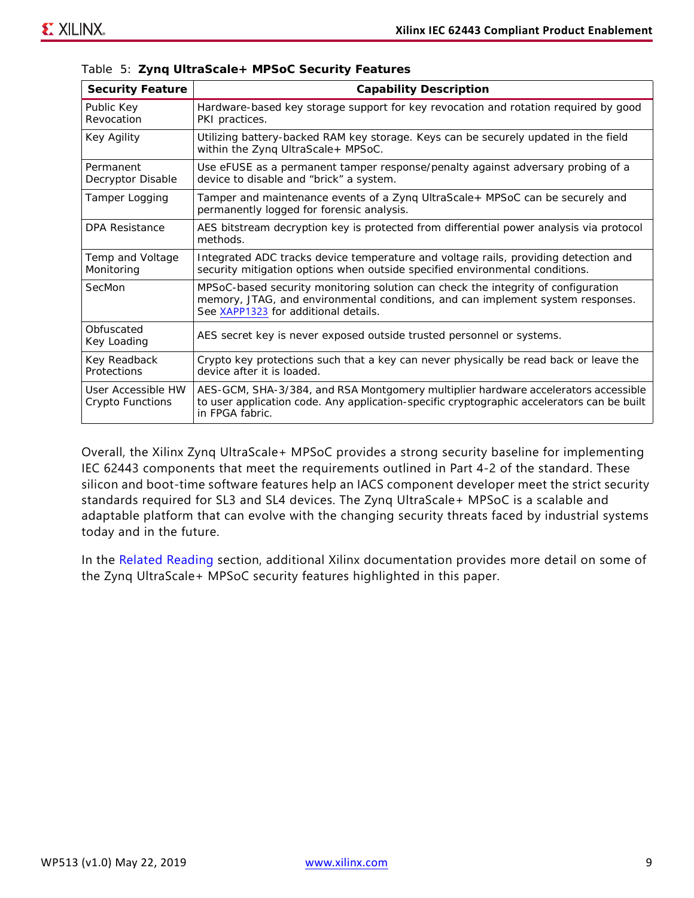Table 5: **Zynq UltraScale+ MPSoC Security Features**

| Security Feature | Capability Description |
|---|---|
| Public Key Revocation | Hardware-based key storage support for key revocation and rotation required by good PKI practices. |
| Key Agility | Utilizing battery-backed RAM key storage. Keys can be securely updated in the field within the Zynq UltraScale+ MPSoC. |
| Permanent Decryptor Disable | Use eFUSE as a permanent tamper response/penalty against adversary probing of a device to disable and "brick" a system. |
| Tamper Logging | Tamper and maintenance events of a Zynq UltraScale+ MPSoC can be securely and permanently logged for forensic analysis. |
| DPA Resistance | AES bitstream decryption key is protected from differential power analysis via protocol methods. |
| Temp and Voltage Monitoring | Integrated ADC tracks device temperature and voltage rails, providing detection and security mitigation options when outside specified environmental conditions. |
| SecMon | MPSoC-based security monitoring solution can check the integrity of configuration memory, JTAG, and environmental conditions, and can implement system responses. See XAPP1323 for additional details. |
| Obfuscated Key Loading | AES secret key is never exposed outside trusted personnel or systems. |
| Key Readback Protections | Crypto key protections such that a key can never physically be read back or leave the device after it is loaded. |
| User Accessible HW Crypto Functions | AES-GCM, SHA-3/384, and RSA Montgomery multiplier hardware accelerators accessible to user application code. Any application-specific cryptographic accelerators can be built in FPGA fabric. |

Overall, the Xilinx Zynq UltraScale+ MPSoC provides a strong security baseline for implementing IEC 62443 components that meet the requirements outlined in Part 4-2 of the standard. These silicon and boot-time software features help an IACS component developer meet the strict security standards required for SL3 and SL4 devices. The Zynq UltraScale+ MPSoC is a scalable and adaptable platform that can evolve with the changing security threats faced by industrial systems today and in the future.

In the Related Reading section, additional Xilinx documentation provides more detail on some of the Zynq UltraScale+ MPSoC security features highlighted in this paper.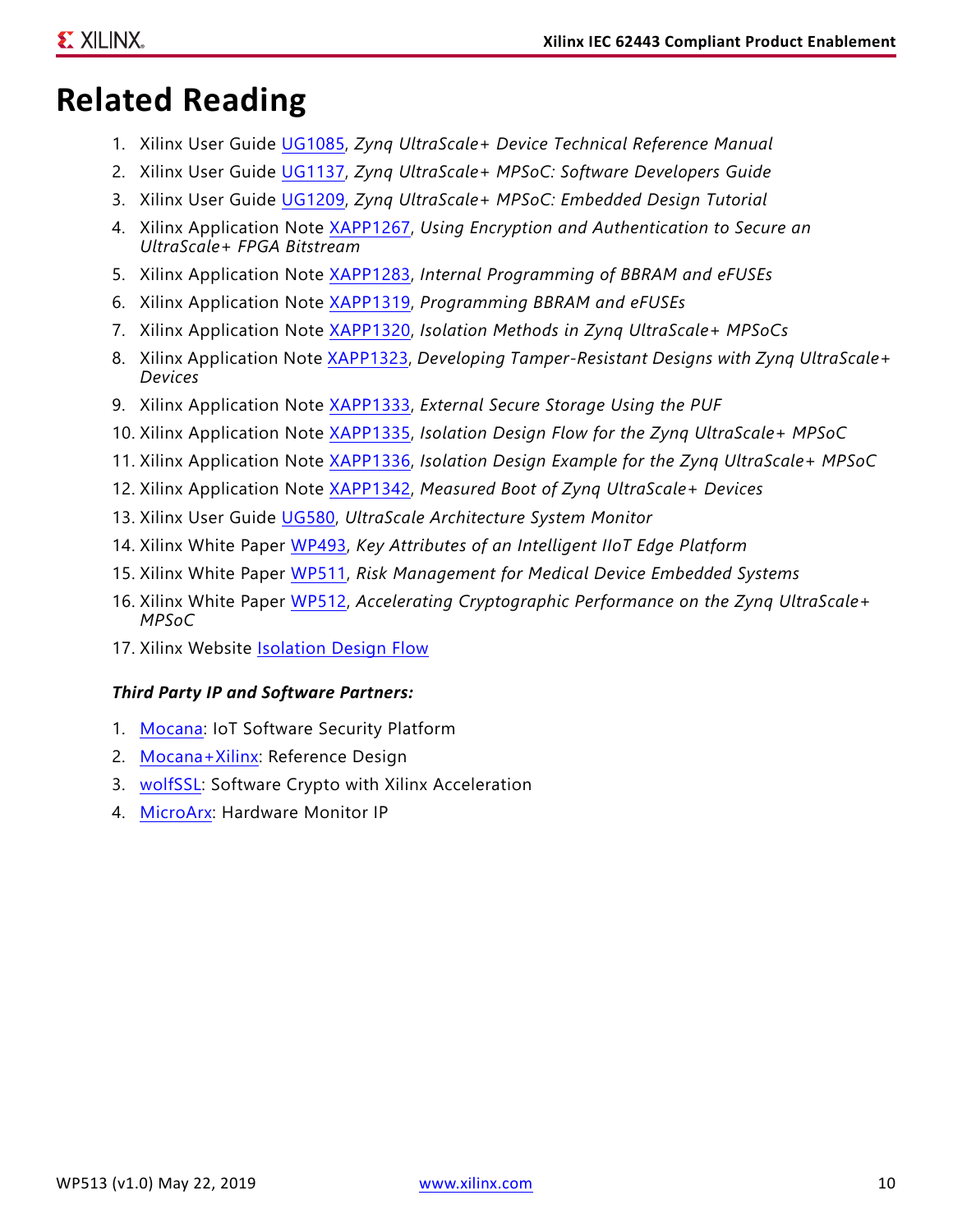# Related Reading

1. Xilinx User Guide UG1085, *Zynq UltraScale+ Device Technical Reference Manual*
2. Xilinx User Guide UG1137, *Zynq UltraScale+ MPSoC: Software Developers Guide*
3. Xilinx User Guide UG1209, *Zynq UltraScale+ MPSoC: Embedded Design Tutorial*
4. Xilinx Application Note XAPP1267, *Using Encryption and Authentication to Secure an UltraScale+ FPGA Bitstream*
5. Xilinx Application Note XAPP1283, *Internal Programming of BBRAM and eFUSEs*
6. Xilinx Application Note XAPP1319, *Programming BBRAM and eFUSEs*
7. Xilinx Application Note XAPP1320, *Isolation Methods in Zynq UltraScale+ MPSoCs*
8. Xilinx Application Note XAPP1323, *Developing Tamper-Resistant Designs with Zynq UltraScale+ Devices*
9. Xilinx Application Note XAPP1333, *External Secure Storage Using the PUF*
10. Xilinx Application Note XAPP1335, *Isolation Design Flow for the Zynq UltraScale+ MPSoC*
11. Xilinx Application Note XAPP1336, *Isolation Design Example for the Zynq UltraScale+ MPSoC*
12. Xilinx Application Note XAPP1342, *Measured Boot of Zynq UltraScale+ Devices*
13. Xilinx User Guide UG580, *UltraScale Architecture System Monitor*
14. Xilinx White Paper WP493, *Key Attributes of an Intelligent IIoT Edge Platform*
15. Xilinx White Paper WP511, *Risk Management for Medical Device Embedded Systems*
16. Xilinx White Paper WP512, *Accelerating Cryptographic Performance on the Zynq UltraScale+ MPSoC*
17. Xilinx Website Isolation Design Flow

***Third Party IP and Software Partners:***

1. Mocana: IoT Software Security Platform
2. Mocana+Xilinx: Reference Design
3. wolfSSL: Software Crypto with Xilinx Acceleration
4. MicroArx: Hardware Monitor IP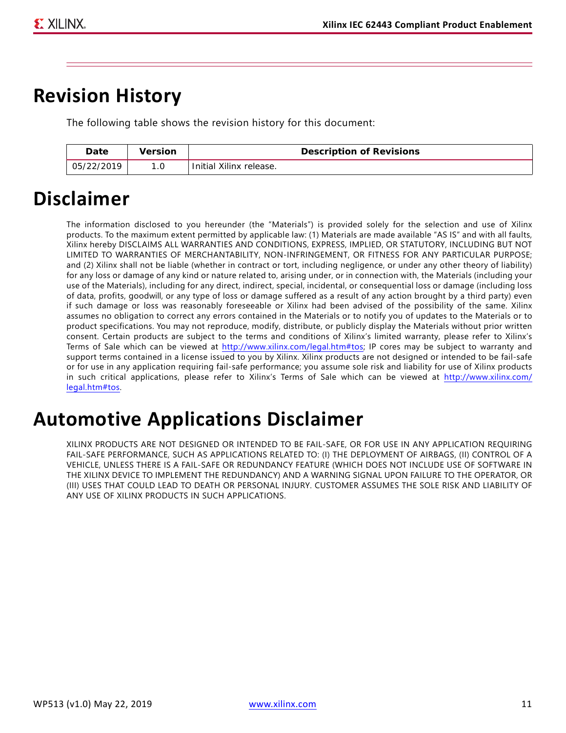# Revision History

The following table shows the revision history for this document:

| Date | Version | Description of Revisions |
|---|---|---|
| 05/22/2019 | 1.0 | Initial Xilinx release. |

# Disclaimer

The information disclosed to you hereunder (the "Materials") is provided solely for the selection and use of Xilinx products. To the maximum extent permitted by applicable law: (1) Materials are made available "AS IS" and with all faults, Xilinx hereby DISCLAIMS ALL WARRANTIES AND CONDITIONS, EXPRESS, IMPLIED, OR STATUTORY, INCLUDING BUT NOT LIMITED TO WARRANTIES OF MERCHANTABILITY, NON-INFRINGEMENT, OR FITNESS FOR ANY PARTICULAR PURPOSE; and (2) Xilinx shall not be liable (whether in contract or tort, including negligence, or under any other theory of liability) for any loss or damage of any kind or nature related to, arising under, or in connection with, the Materials (including your use of the Materials), including for any direct, indirect, special, incidental, or consequential loss or damage (including loss of data, profits, goodwill, or any type of loss or damage suffered as a result of any action brought by a third party) even if such damage or loss was reasonably foreseeable or Xilinx had been advised of the possibility of the same. Xilinx assumes no obligation to correct any errors contained in the Materials or to notify you of updates to the Materials or to product specifications. You may not reproduce, modify, distribute, or publicly display the Materials without prior written consent. Certain products are subject to the terms and conditions of Xilinx's limited warranty, please refer to Xilinx's Terms of Sale which can be viewed at http://www.xilinx.com/legal.htm#tos; IP cores may be subject to warranty and support terms contained in a license issued to you by Xilinx. Xilinx products are not designed or intended to be fail-safe or for use in any application requiring fail-safe performance; you assume sole risk and liability for use of Xilinx products in such critical applications, please refer to Xilinx's Terms of Sale which can be viewed at http://www.xilinx.com/legal.htm#tos.

# Automotive Applications Disclaimer

XILINX PRODUCTS ARE NOT DESIGNED OR INTENDED TO BE FAIL-SAFE, OR FOR USE IN ANY APPLICATION REQUIRING FAIL-SAFE PERFORMANCE, SUCH AS APPLICATIONS RELATED TO: (I) THE DEPLOYMENT OF AIRBAGS, (II) CONTROL OF A VEHICLE, UNLESS THERE IS A FAIL-SAFE OR REDUNDANCY FEATURE (WHICH DOES NOT INCLUDE USE OF SOFTWARE IN THE XILINX DEVICE TO IMPLEMENT THE REDUNDANCY) AND A WARNING SIGNAL UPON FAILURE TO THE OPERATOR, OR (III) USES THAT COULD LEAD TO DEATH OR PERSONAL INJURY. CUSTOMER ASSUMES THE SOLE RISK AND LIABILITY OF ANY USE OF XILINX PRODUCTS IN SUCH APPLICATIONS.